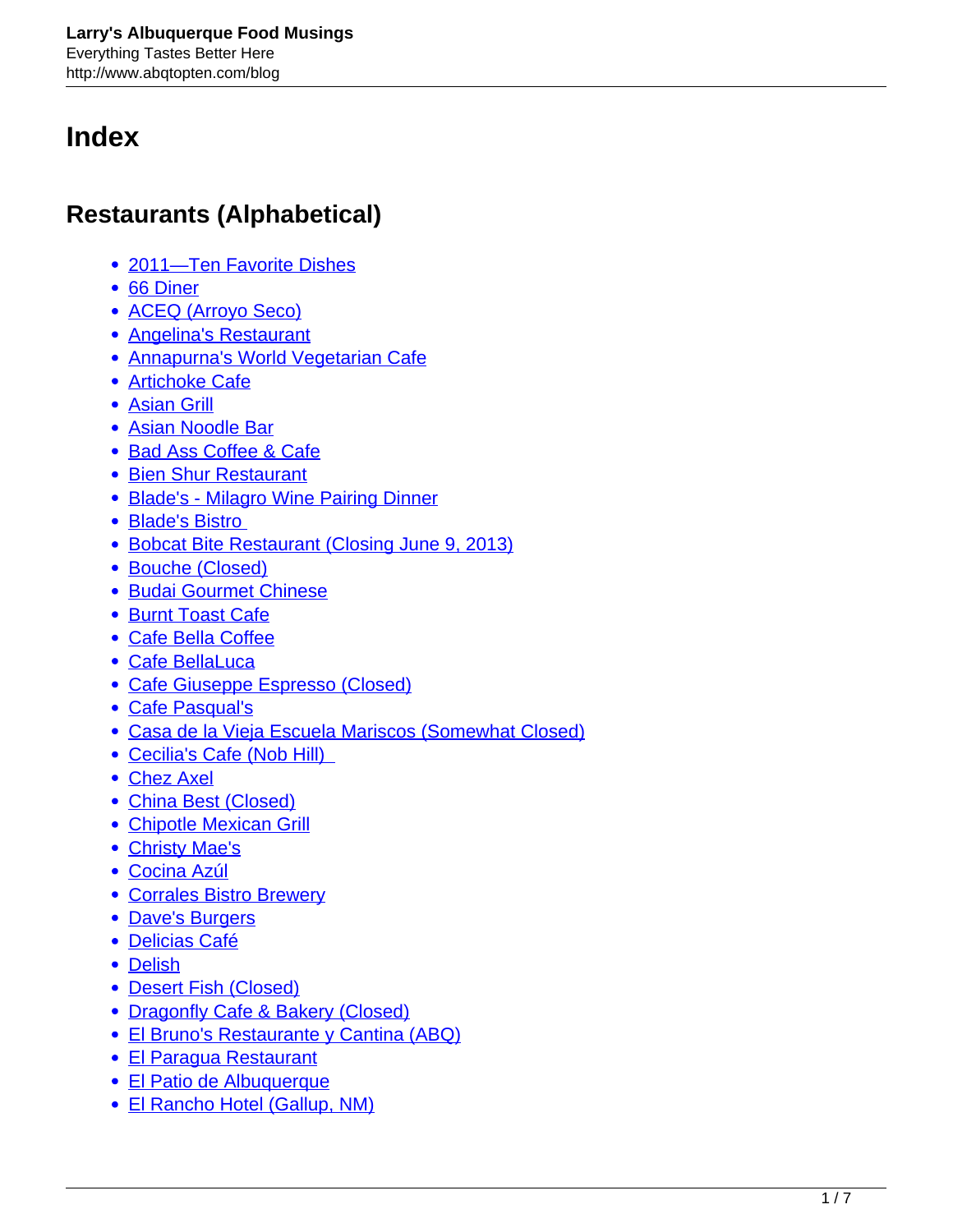# Index

## Restaurants (Alphabetical)

- 2011—Ten Favorite Dishes
- 66 Diner
- ACEQ (Arroyo Seco)
- Angelina's Restaurant
- Annapurna's World Vegetarian Cafe
- Artichoke Cafe
- Asian Grill
- Asian Noodle Bar
- Bad Ass Coffee & Cafe
- Bien Shur Restaurant
- Blade's - Milagro Wine Pairing Dinner
- Blade's Bistro
- Bobcat Bite Restaurant (Closing June 9, 2013)
- Bouche (Closed)
- Budai Gourmet Chinese
- Burnt Toast Cafe
- Cafe Bella Coffee
- Cafe BellaLuca
- Cafe Giuseppe Espresso (Closed)
- Cafe Pasqual's
- Casa de la Vieja Escuela Mariscos (Somewhat Closed)
- Cecilia's Cafe (Nob Hill)
- Chez Axel
- China Best (Closed)
- Chipotle Mexican Grill
- Christy Mae's
- Cocina Azúl
- Corrales Bistro Brewery
- Dave's Burgers
- Delicias Café
- Delish
- Desert Fish (Closed)
- Dragonfly Cafe & Bakery (Closed)
- El Bruno's Restaurante y Cantina (ABQ)
- El Paragua Restaurant
- El Patio de Albuquerque
- El Rancho Hotel (Gallup, NM)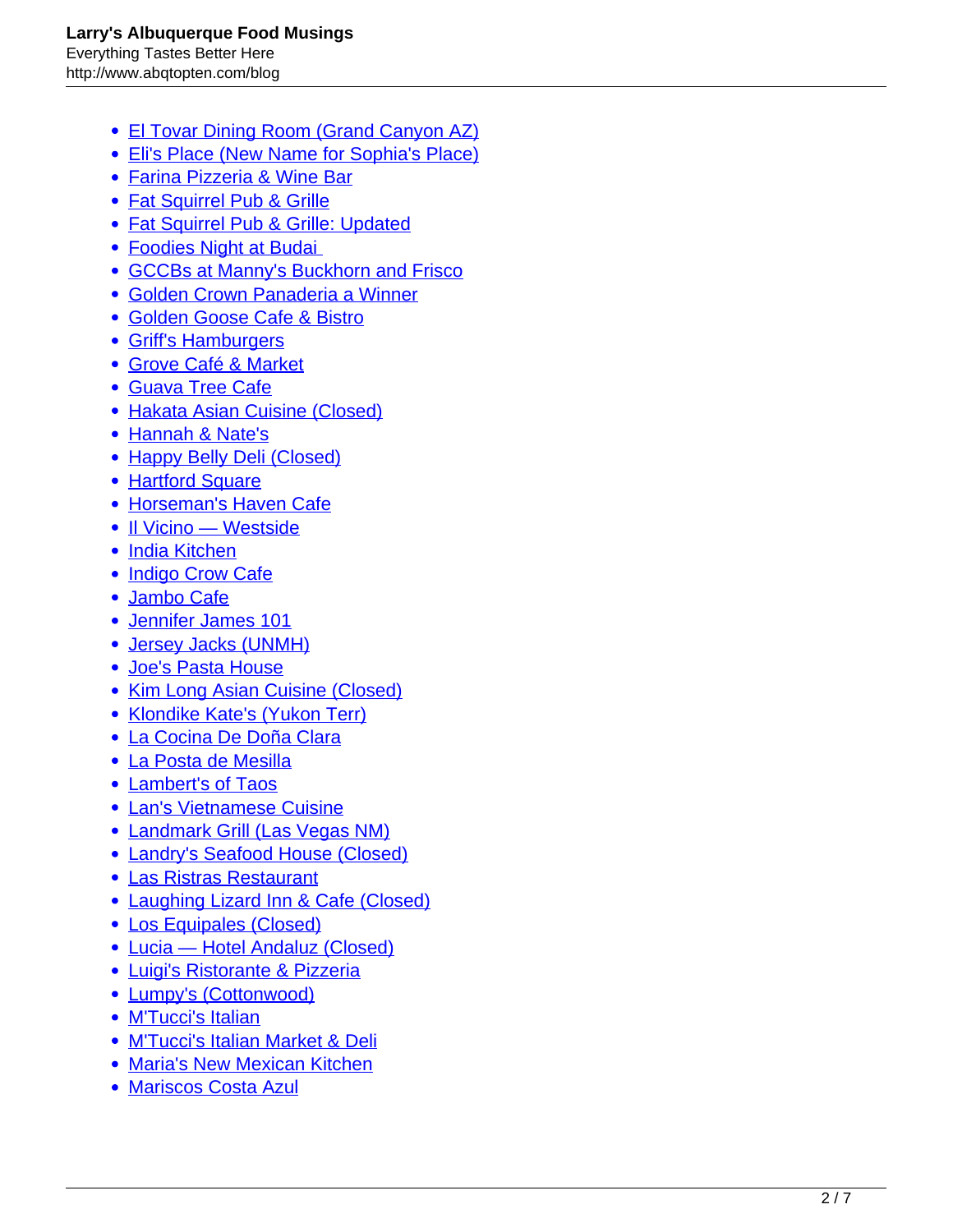- El Tovar Dining Room (Grand Canyon AZ)
- Eli's Place (New Name for Sophia's Place)
- Farina Pizzeria & Wine Bar
- Fat Squirrel Pub & Grille
- Fat Squirrel Pub & Grille: Updated
- Foodies Night at Budai
- GCCBs at Manny's Buckhorn and Frisco
- Golden Crown Panaderia a Winner
- Golden Goose Cafe & Bistro
- Griff's Hamburgers
- Grove Café & Market
- Guava Tree Cafe
- Hakata Asian Cuisine (Closed)
- Hannah & Nate's
- Happy Belly Deli (Closed)
- Hartford Square
- Horseman's Haven Cafe
- Il Vicino — Westside
- India Kitchen
- Indigo Crow Cafe
- Jambo Cafe
- Jennifer James 101
- Jersey Jacks (UNMH)
- Joe's Pasta House
- Kim Long Asian Cuisine (Closed)
- Klondike Kate's (Yukon Terr)
- La Cocina De Doña Clara
- La Posta de Mesilla
- Lambert's of Taos
- Lan's Vietnamese Cuisine
- Landmark Grill (Las Vegas NM)
- Landry's Seafood House (Closed)
- Las Ristras Restaurant
- Laughing Lizard Inn & Cafe (Closed)
- Los Equipales (Closed)
- Lucia — Hotel Andaluz (Closed)
- Luigi's Ristorante & Pizzeria
- Lumpy's (Cottonwood)
- M'Tucci's Italian
- M'Tucci's Italian Market & Deli
- Maria's New Mexican Kitchen
- Mariscos Costa Azul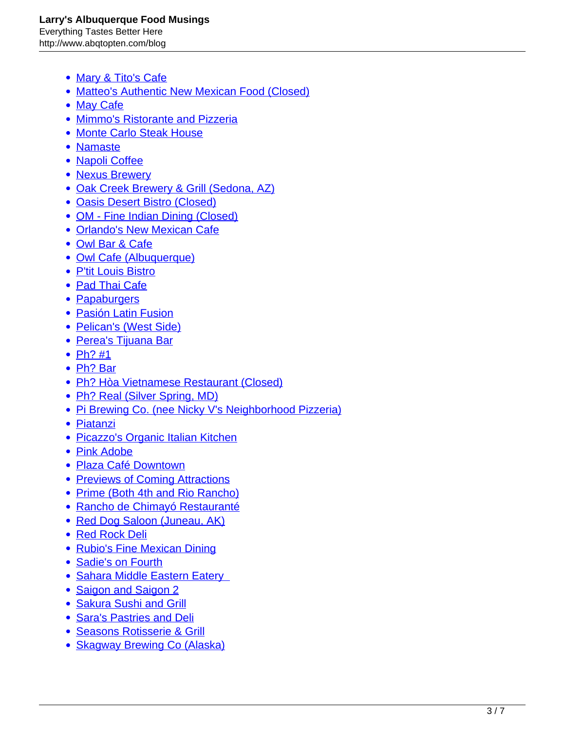- Mary & Tito's Cafe
- Matteo's Authentic New Mexican Food (Closed)
- May Cafe
- Mimmo's Ristorante and Pizzeria
- Monte Carlo Steak House
- Namaste
- Napoli Coffee
- Nexus Brewery
- Oak Creek Brewery & Grill (Sedona, AZ)
- Oasis Desert Bistro (Closed)
- OM - Fine Indian Dining (Closed)
- Orlando's New Mexican Cafe
- Owl Bar & Cafe
- Owl Cafe (Albuquerque)
- P'tit Louis Bistro
- Pad Thai Cafe
- Papaburgers
- Pasión Latin Fusion
- Pelican's (West Side)
- Perea's Tijuana Bar
- Ph? #1
- Ph? Bar
- Ph? Hòa Vietnamese Restaurant (Closed)
- Ph? Real (Silver Spring, MD)
- Pi Brewing Co. (nee Nicky V's Neighborhood Pizzeria)
- Piatanzi
- Picazzo's Organic Italian Kitchen
- Pink Adobe
- Plaza Café Downtown
- Previews of Coming Attractions
- Prime (Both 4th and Rio Rancho)
- Rancho de Chimayó Restauranté
- Red Dog Saloon (Juneau, AK)
- Red Rock Deli
- Rubio's Fine Mexican Dining
- Sadie's on Fourth
- Sahara Middle Eastern Eatery
- Saigon and Saigon 2
- Sakura Sushi and Grill
- Sara's Pastries and Deli
- Seasons Rotisserie & Grill
- Skagway Brewing Co (Alaska)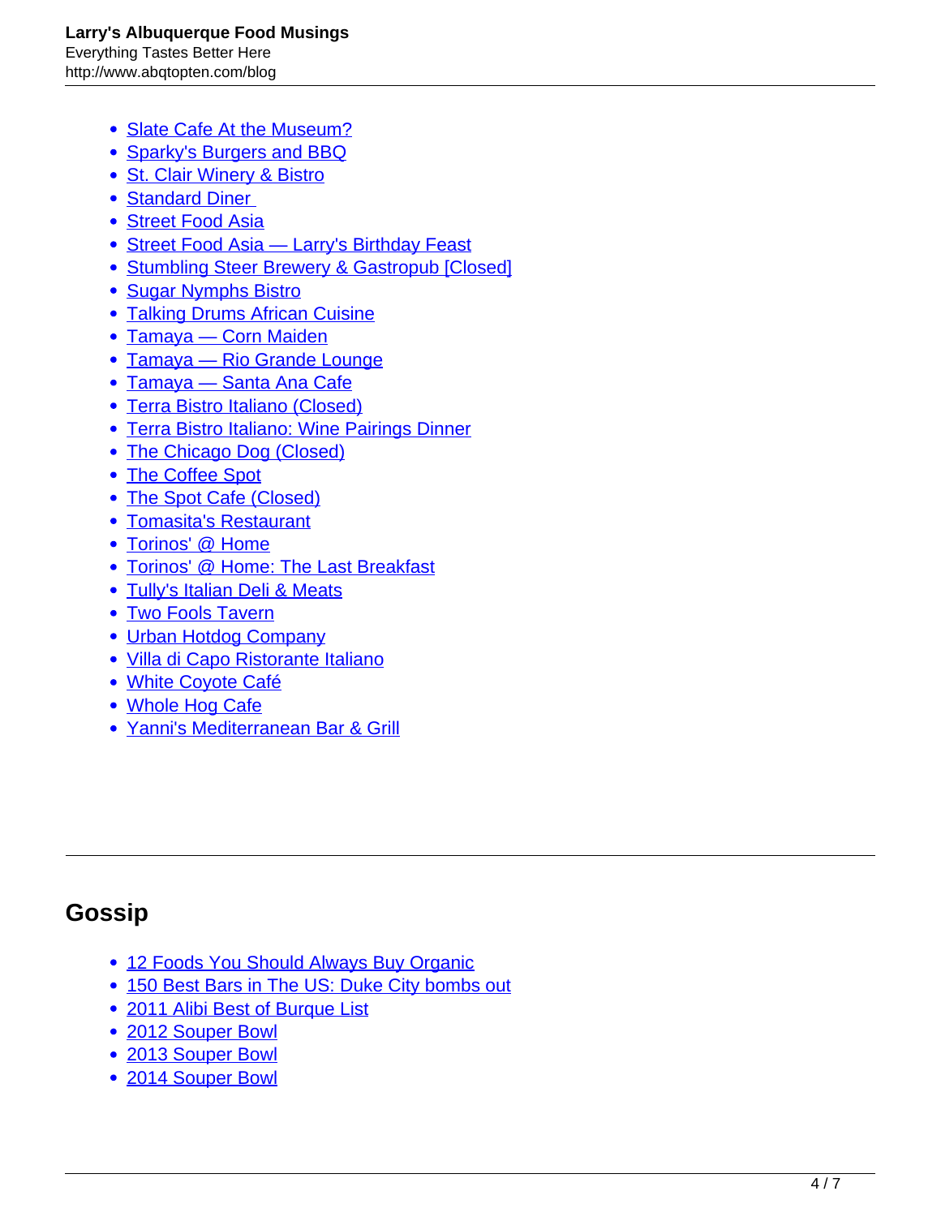- Slate Cafe At the Museum?
- Sparky's Burgers and BBQ
- St. Clair Winery & Bistro
- Standard Diner
- Street Food Asia
- Street Food Asia — Larry's Birthday Feast
- Stumbling Steer Brewery & Gastropub [Closed]
- Sugar Nymphs Bistro
- Talking Drums African Cuisine
- Tamaya — Corn Maiden
- Tamaya — Rio Grande Lounge
- Tamaya — Santa Ana Cafe
- Terra Bistro Italiano (Closed)
- Terra Bistro Italiano: Wine Pairings Dinner
- The Chicago Dog (Closed)
- The Coffee Spot
- The Spot Cafe (Closed)
- Tomasita's Restaurant
- Torinos' @ Home
- Torinos' @ Home: The Last Breakfast
- Tully's Italian Deli & Meats
- Two Fools Tavern
- Urban Hotdog Company
- Villa di Capo Ristorante Italiano
- White Coyote Café
- Whole Hog Cafe
- Yanni's Mediterranean Bar & Grill

## Gossip

- 12 Foods You Should Always Buy Organic
- 150 Best Bars in The US: Duke City bombs out
- 2011 Alibi Best of Burque List
- 2012 Souper Bowl
- 2013 Souper Bowl
- 2014 Souper Bowl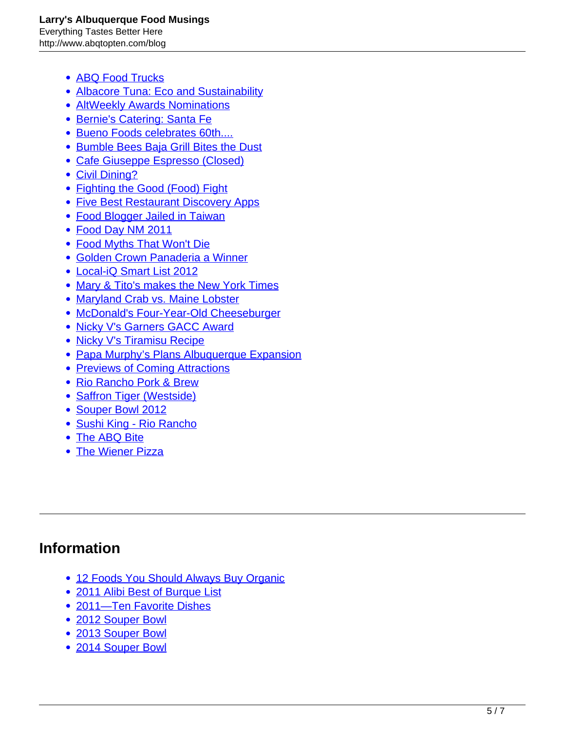- ABQ Food Trucks
- Albacore Tuna: Eco and Sustainability
- AltWeekly Awards Nominations
- Bernie's Catering: Santa Fe
- Bueno Foods celebrates 60th....
- Bumble Bees Baja Grill Bites the Dust
- Cafe Giuseppe Espresso (Closed)
- Civil Dining?
- Fighting the Good (Food) Fight
- Five Best Restaurant Discovery Apps
- Food Blogger Jailed in Taiwan
- Food Day NM 2011
- Food Myths That Won't Die
- Golden Crown Panaderia a Winner
- Local-iQ Smart List 2012
- Mary & Tito's makes the New York Times
- Maryland Crab vs. Maine Lobster
- McDonald's Four-Year-Old Cheeseburger
- Nicky V's Garners GACC Award
- Nicky V's Tiramisu Recipe
- Papa Murphy's Plans Albuquerque Expansion
- Previews of Coming Attractions
- Rio Rancho Pork & Brew
- Saffron Tiger (Westside)
- Souper Bowl 2012
- Sushi King - Rio Rancho
- The ABQ Bite
- The Wiener Pizza

## Information

- 12 Foods You Should Always Buy Organic
- 2011 Alibi Best of Burque List
- 2011—Ten Favorite Dishes
- 2012 Souper Bowl
- 2013 Souper Bowl
- 2014 Souper Bowl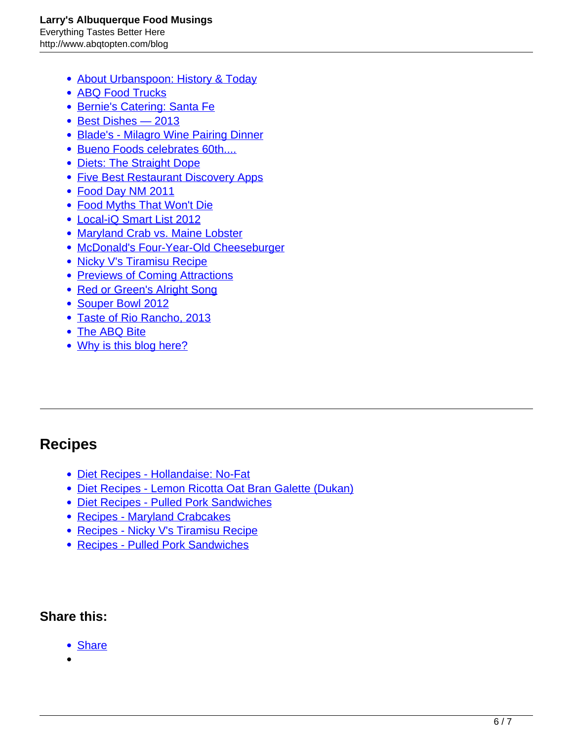- About Urbanspoon: History & Today
- ABQ Food Trucks
- Bernie's Catering: Santa Fe
- Best Dishes — 2013
- Blade's - Milagro Wine Pairing Dinner
- Bueno Foods celebrates 60th....
- Diets: The Straight Dope
- Five Best Restaurant Discovery Apps
- Food Day NM 2011
- Food Myths That Won't Die
- Local-iQ Smart List 2012
- Maryland Crab vs. Maine Lobster
- McDonald's Four-Year-Old Cheeseburger
- Nicky V's Tiramisu Recipe
- Previews of Coming Attractions
- Red or Green's Alright Song
- Souper Bowl 2012
- Taste of Rio Rancho, 2013
- The ABQ Bite
- Why is this blog here?

---

## Recipes

- Diet Recipes - Hollandaise: No-Fat
- Diet Recipes - Lemon Ricotta Oat Bran Galette (Dukan)
- Diet Recipes - Pulled Pork Sandwiches
- Recipes - Maryland Crabcakes
- Recipes - Nicky V's Tiramisu Recipe
- Recipes - Pulled Pork Sandwiches

### Share this:

- Share